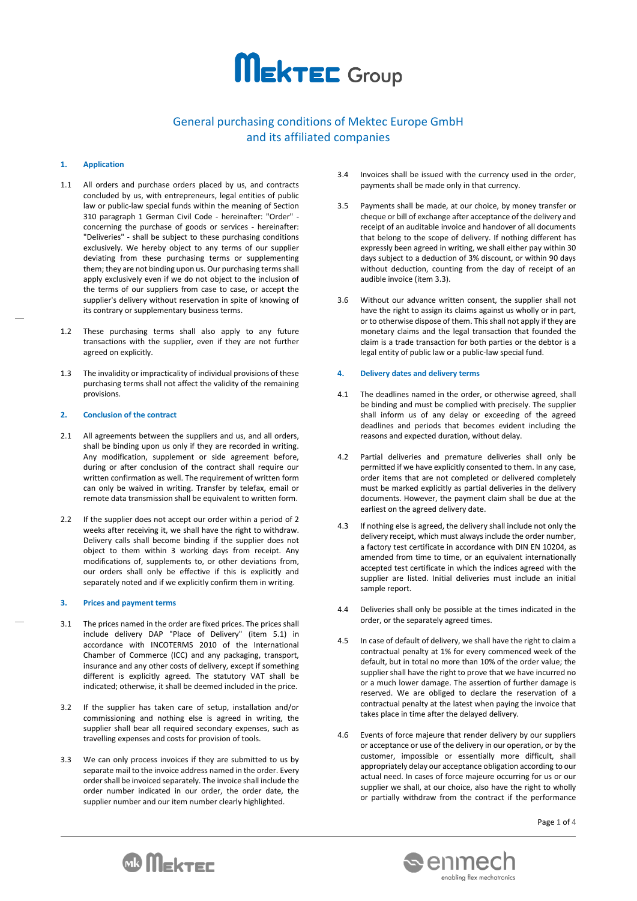# General purchasing conditions of Mektec Europe GmbH and its affiliated companies

## 1. Application

1.1 All orders and purchase orders placed by us, and contracts concluded by us, with entrepreneurs, legal entities of public law or public-law special funds within the meaning of Section 310 paragraph 1 German Civil Code - hereinafter: "Order" - concerning the purchase of goods or services - hereinafter: "Deliveries" - shall be subject to these purchasing conditions exclusively. We hereby object to any terms of our supplier deviating from these purchasing terms or supplementing them; they are not binding upon us. Our purchasing terms shall apply exclusively even if we do not object to the inclusion of the terms of our suppliers from case to case, or accept the supplier's delivery without reservation in spite of knowing of its contrary or supplementary business terms.

1.2 These purchasing terms shall also apply to any future transactions with the supplier, even if they are not further agreed on explicitly.

1.3 The invalidity or impracticality of individual provisions of these purchasing terms shall not affect the validity of the remaining provisions.

## 2. Conclusion of the contract

2.1 All agreements between the suppliers and us, and all orders, shall be binding upon us only if they are recorded in writing. Any modification, supplement or side agreement before, during or after conclusion of the contract shall require our written confirmation as well. The requirement of written form can only be waived in writing. Transfer by telefax, email or remote data transmission shall be equivalent to written form.

2.2 If the supplier does not accept our order within a period of 2 weeks after receiving it, we shall have the right to withdraw. Delivery calls shall become binding if the supplier does not object to them within 3 working days from receipt. Any modifications of, supplements to, or other deviations from, our orders shall only be effective if this is explicitly and separately noted and if we explicitly confirm them in writing.

## 3. Prices and payment terms

3.1 The prices named in the order are fixed prices. The prices shall include delivery DAP "Place of Delivery" (item 5.1) in accordance with INCOTERMS 2010 of the International Chamber of Commerce (ICC) and any packaging, transport, insurance and any other costs of delivery, except if something different is explicitly agreed. The statutory VAT shall be indicated; otherwise, it shall be deemed included in the price.

3.2 If the supplier has taken care of setup, installation and/or commissioning and nothing else is agreed in writing, the supplier shall bear all required secondary expenses, such as travelling expenses and costs for provision of tools.

3.3 We can only process invoices if they are submitted to us by separate mail to the invoice address named in the order. Every order shall be invoiced separately. The invoice shall include the order number indicated in our order, the order date, the supplier number and our item number clearly highlighted.

3.4 Invoices shall be issued with the currency used in the order, payments shall be made only in that currency.

3.5 Payments shall be made, at our choice, by money transfer or cheque or bill of exchange after acceptance of the delivery and receipt of an auditable invoice and handover of all documents that belong to the scope of delivery. If nothing different has expressly been agreed in writing, we shall either pay within 30 days subject to a deduction of 3% discount, or within 90 days without deduction, counting from the day of receipt of an audible invoice (item 3.3).

3.6 Without our advance written consent, the supplier shall not have the right to assign its claims against us wholly or in part, or to otherwise dispose of them. This shall not apply if they are monetary claims and the legal transaction that founded the claim is a trade transaction for both parties or the debtor is a legal entity of public law or a public-law special fund.

## 4. Delivery dates and delivery terms

4.1 The deadlines named in the order, or otherwise agreed, shall be binding and must be complied with precisely. The supplier shall inform us of any delay or exceeding of the agreed deadlines and periods that becomes evident including the reasons and expected duration, without delay.

4.2 Partial deliveries and premature deliveries shall only be permitted if we have explicitly consented to them. In any case, order items that are not completed or delivered completely must be marked explicitly as partial deliveries in the delivery documents. However, the payment claim shall be due at the earliest on the agreed delivery date.

4.3 If nothing else is agreed, the delivery shall include not only the delivery receipt, which must always include the order number, a factory test certificate in accordance with DIN EN 10204, as amended from time to time, or an equivalent internationally accepted test certificate in which the indices agreed with the supplier are listed. Initial deliveries must include an initial sample report.

4.4 Deliveries shall only be possible at the times indicated in the order, or the separately agreed times.

4.5 In case of default of delivery, we shall have the right to claim a contractual penalty at 1% for every commenced week of the default, but in total no more than 10% of the order value; the supplier shall have the right to prove that we have incurred no or a much lower damage. The assertion of further damage is reserved. We are obliged to declare the reservation of a contractual penalty at the latest when paying the invoice that takes place in time after the delayed delivery.

4.6 Events of force majeure that render delivery by our suppliers or acceptance or use of the delivery in our operation, or by the customer, impossible or essentially more difficult, shall appropriately delay our acceptance obligation according to our actual need. In cases of force majeure occurring for us or our supplier we shall, at our choice, also have the right to wholly or partially withdraw from the contract if the performance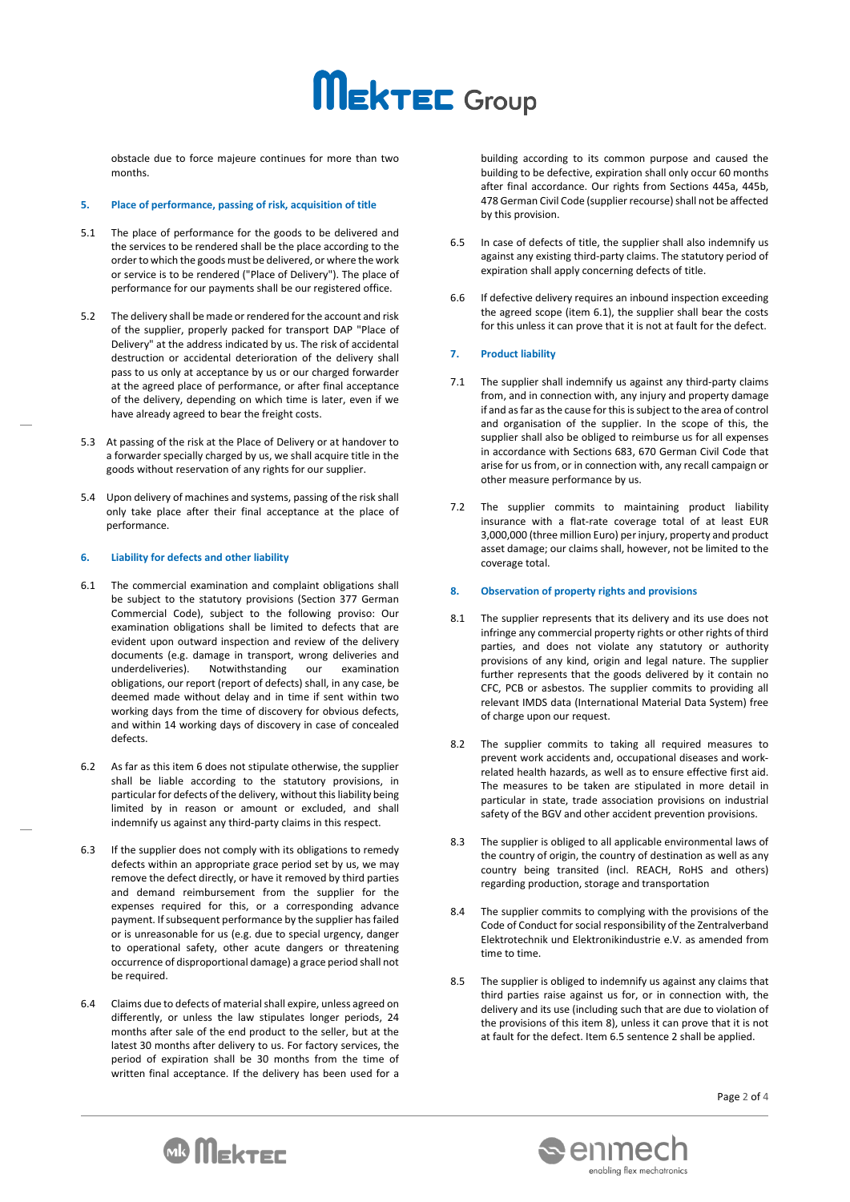obstacle due to force majeure continues for more than two months.

## 5. Place of performance, passing of risk, acquisition of title

5.1 The place of performance for the goods to be delivered and the services to be rendered shall be the place according to the order to which the goods must be delivered, or where the work or service is to be rendered ("Place of Delivery"). The place of performance for our payments shall be our registered office.

5.2 The delivery shall be made or rendered for the account and risk of the supplier, properly packed for transport DAP "Place of Delivery" at the address indicated by us. The risk of accidental destruction or accidental deterioration of the delivery shall pass to us only at acceptance by us or our charged forwarder at the agreed place of performance, or after final acceptance of the delivery, depending on which time is later, even if we have already agreed to bear the freight costs.

5.3 At passing of the risk at the Place of Delivery or at handover to a forwarder specially charged by us, we shall acquire title in the goods without reservation of any rights for our supplier.

5.4 Upon delivery of machines and systems, passing of the risk shall only take place after their final acceptance at the place of performance.

## 6. Liability for defects and other liability

6.1 The commercial examination and complaint obligations shall be subject to the statutory provisions (Section 377 German Commercial Code), subject to the following proviso: Our examination obligations shall be limited to defects that are evident upon outward inspection and review of the delivery documents (e.g. damage in transport, wrong deliveries and underdeliveries). Notwithstanding our examination obligations, our report (report of defects) shall, in any case, be deemed made without delay and in time if sent within two working days from the time of discovery for obvious defects, and within 14 working days of discovery in case of concealed defects.

6.2 As far as this item 6 does not stipulate otherwise, the supplier shall be liable according to the statutory provisions, in particular for defects of the delivery, without this liability being limited by in reason or amount or excluded, and shall indemnify us against any third-party claims in this respect.

6.3 If the supplier does not comply with its obligations to remedy defects within an appropriate grace period set by us, we may remove the defect directly, or have it removed by third parties and demand reimbursement from the supplier for the expenses required for this, or a corresponding advance payment. If subsequent performance by the supplier has failed or is unreasonable for us (e.g. due to special urgency, danger to operational safety, other acute dangers or threatening occurrence of disproportional damage) a grace period shall not be required.

6.4 Claims due to defects of material shall expire, unless agreed on differently, or unless the law stipulates longer periods, 24 months after sale of the end product to the seller, but at the latest 30 months after delivery to us. For factory services, the period of expiration shall be 30 months from the time of written final acceptance. If the delivery has been used for a building according to its common purpose and caused the building to be defective, expiration shall only occur 60 months after final accordance. Our rights from Sections 445a, 445b, 478 German Civil Code (supplier recourse) shall not be affected by this provision.

6.5 In case of defects of title, the supplier shall also indemnify us against any existing third-party claims. The statutory period of expiration shall apply concerning defects of title.

6.6 If defective delivery requires an inbound inspection exceeding the agreed scope (item 6.1), the supplier shall bear the costs for this unless it can prove that it is not at fault for the defect.

## 7. Product liability

7.1 The supplier shall indemnify us against any third-party claims from, and in connection with, any injury and property damage if and as far as the cause for this is subject to the area of control and organisation of the supplier. In the scope of this, the supplier shall also be obliged to reimburse us for all expenses in accordance with Sections 683, 670 German Civil Code that arise for us from, or in connection with, any recall campaign or other measure performance by us.

7.2 The supplier commits to maintaining product liability insurance with a flat-rate coverage total of at least EUR 3,000,000 (three million Euro) per injury, property and product asset damage; our claims shall, however, not be limited to the coverage total.

## 8. Observation of property rights and provisions

8.1 The supplier represents that its delivery and its use does not infringe any commercial property rights or other rights of third parties, and does not violate any statutory or authority provisions of any kind, origin and legal nature. The supplier further represents that the goods delivered by it contain no CFC, PCB or asbestos. The supplier commits to providing all relevant IMDS data (International Material Data System) free of charge upon our request.

8.2 The supplier commits to taking all required measures to prevent work accidents and, occupational diseases and work-related health hazards, as well as to ensure effective first aid. The measures to be taken are stipulated in more detail in particular in state, trade association provisions on industrial safety of the BGV and other accident prevention provisions.

8.3 The supplier is obliged to all applicable environmental laws of the country of origin, the country of destination as well as any country being transited (incl. REACH, RoHS and others) regarding production, storage and transportation

8.4 The supplier commits to complying with the provisions of the Code of Conduct for social responsibility of the Zentralverband Elektrotechnik und Elektronikindustrie e.V. as amended from time to time.

8.5 The supplier is obliged to indemnify us against any claims that third parties raise against us for, or in connection with, the delivery and its use (including such that are due to violation of the provisions of this item 8), unless it can prove that it is not at fault for the defect. Item 6.5 sentence 2 shall be applied.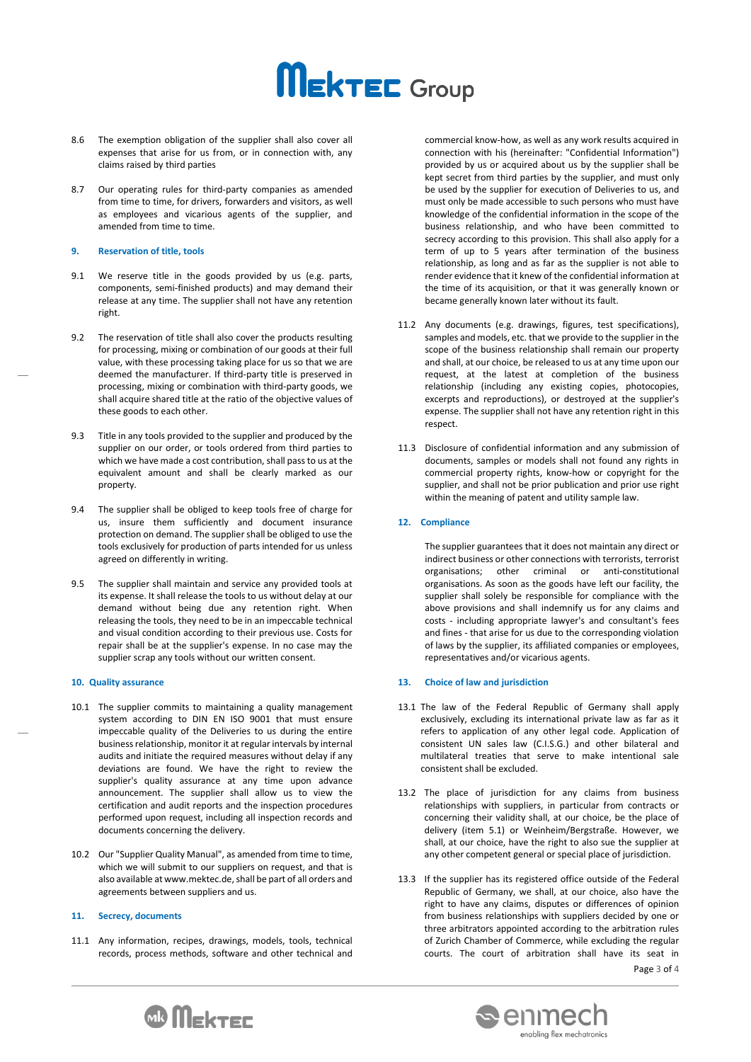8.6 The exemption obligation of the supplier shall also cover all expenses that arise for us from, or in connection with, any claims raised by third parties

8.7 Our operating rules for third-party companies as amended from time to time, for drivers, forwarders and visitors, as well as employees and vicarious agents of the supplier, and amended from time to time.

## 9. Reservation of title, tools

9.1 We reserve title in the goods provided by us (e.g. parts, components, semi-finished products) and may demand their release at any time. The supplier shall not have any retention right.

9.2 The reservation of title shall also cover the products resulting for processing, mixing or combination of our goods at their full value, with these processing taking place for us so that we are deemed the manufacturer. If third-party title is preserved in processing, mixing or combination with third-party goods, we shall acquire shared title at the ratio of the objective values of these goods to each other.

9.3 Title in any tools provided to the supplier and produced by the supplier on our order, or tools ordered from third parties to which we have made a cost contribution, shall pass to us at the equivalent amount and shall be clearly marked as our property.

9.4 The supplier shall be obliged to keep tools free of charge for us, insure them sufficiently and document insurance protection on demand. The supplier shall be obliged to use the tools exclusively for production of parts intended for us unless agreed on differently in writing.

9.5 The supplier shall maintain and service any provided tools at its expense. It shall release the tools to us without delay at our demand without being due any retention right. When releasing the tools, they need to be in an impeccable technical and visual condition according to their previous use. Costs for repair shall be at the supplier's expense. In no case may the supplier scrap any tools without our written consent.

## 10. Quality assurance

10.1 The supplier commits to maintaining a quality management system according to DIN EN ISO 9001 that must ensure impeccable quality of the Deliveries to us during the entire business relationship, monitor it at regular intervals by internal audits and initiate the required measures without delay if any deviations are found. We have the right to review the supplier's quality assurance at any time upon advance announcement. The supplier shall allow us to view the certification and audit reports and the inspection procedures performed upon request, including all inspection records and documents concerning the delivery.

10.2 Our "Supplier Quality Manual", as amended from time to time, which we will submit to our suppliers on request, and that is also available at www.mektec.de, shall be part of all orders and agreements between suppliers and us.

## 11. Secrecy, documents

11.1 Any information, recipes, drawings, models, tools, technical records, process methods, software and other technical and commercial know-how, as well as any work results acquired in connection with his (hereinafter: "Confidential Information") provided by us or acquired about us by the supplier shall be kept secret from third parties by the supplier, and must only be used by the supplier for execution of Deliveries to us, and must only be made accessible to such persons who must have knowledge of the confidential information in the scope of the business relationship, and who have been committed to secrecy according to this provision. This shall also apply for a term of up to 5 years after termination of the business relationship, as long and as far as the supplier is not able to render evidence that it knew of the confidential information at the time of its acquisition, or that it was generally known or became generally known later without its fault.

11.2 Any documents (e.g. drawings, figures, test specifications), samples and models, etc. that we provide to the supplier in the scope of the business relationship shall remain our property and shall, at our choice, be released to us at any time upon our request, at the latest at completion of the business relationship (including any existing copies, photocopies, excerpts and reproductions), or destroyed at the supplier's expense. The supplier shall not have any retention right in this respect.

11.3 Disclosure of confidential information and any submission of documents, samples or models shall not found any rights in commercial property rights, know-how or copyright for the supplier, and shall not be prior publication and prior use right within the meaning of patent and utility sample law.

## 12. Compliance

The supplier guarantees that it does not maintain any direct or indirect business or other connections with terrorists, terrorist organisations; other criminal or anti-constitutional organisations. As soon as the goods have left our facility, the supplier shall solely be responsible for compliance with the above provisions and shall indemnify us for any claims and costs - including appropriate lawyer's and consultant's fees and fines - that arise for us due to the corresponding violation of laws by the supplier, its affiliated companies or employees, representatives and/or vicarious agents.

## 13. Choice of law and jurisdiction

13.1 The law of the Federal Republic of Germany shall apply exclusively, excluding its international private law as far as it refers to application of any other legal code. Application of consistent UN sales law (C.I.S.G.) and other bilateral and multilateral treaties that serve to make intentional sale consistent shall be excluded.

13.2 The place of jurisdiction for any claims from business relationships with suppliers, in particular from contracts or concerning their validity shall, at our choice, be the place of delivery (item 5.1) or Weinheim/Bergstraße. However, we shall, at our choice, have the right to also sue the supplier at any other competent general or special place of jurisdiction.

13.3 If the supplier has its registered office outside of the Federal Republic of Germany, we shall, at our choice, also have the right to have any claims, disputes or differences of opinion from business relationships with suppliers decided by one or three arbitrators appointed according to the arbitration rules of Zurich Chamber of Commerce, while excluding the regular courts. The court of arbitration shall have its seat in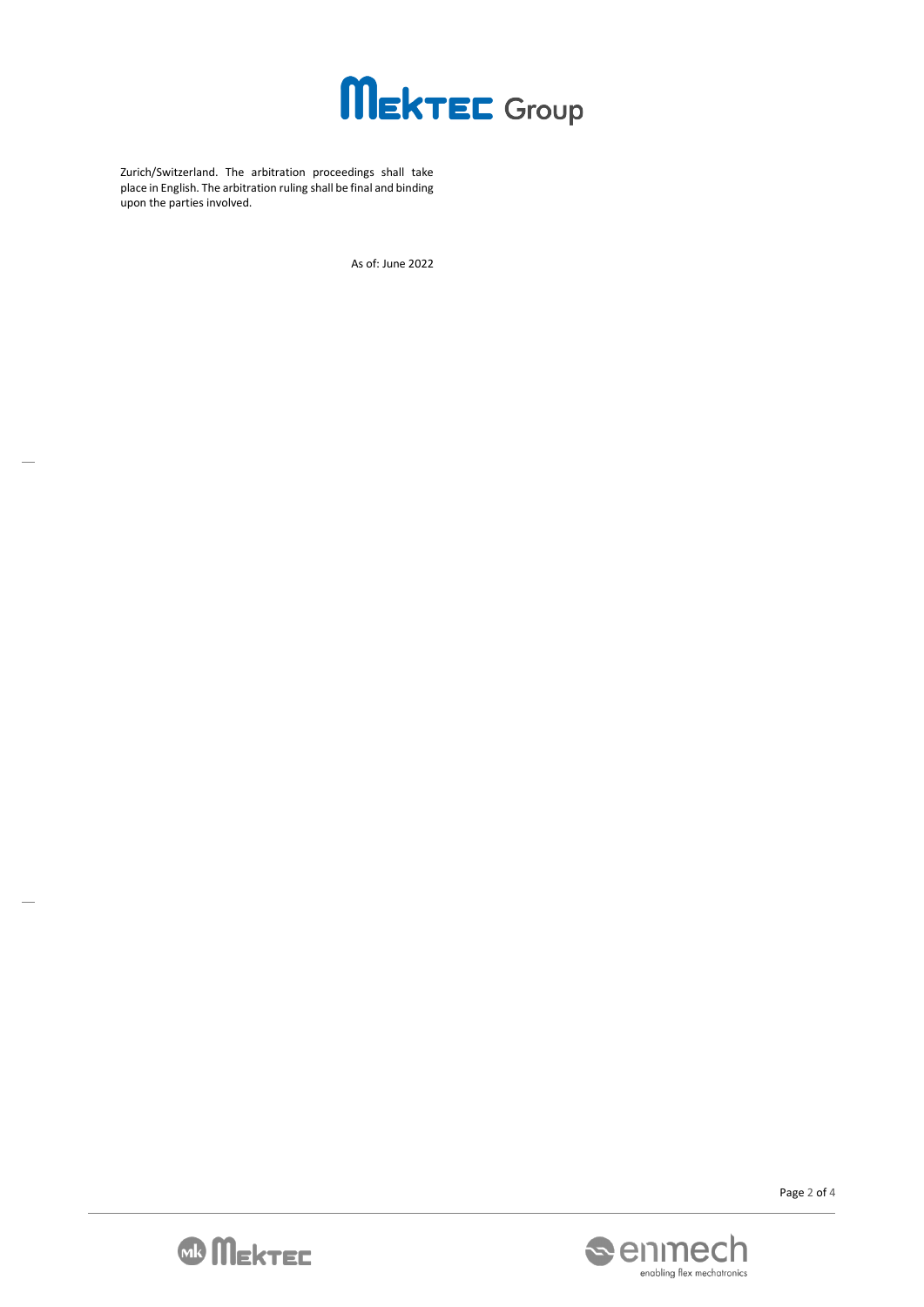Zurich/Switzerland. The arbitration proceedings shall take place in English. The arbitration ruling shall be final and binding upon the parties involved.

As of: June 2022